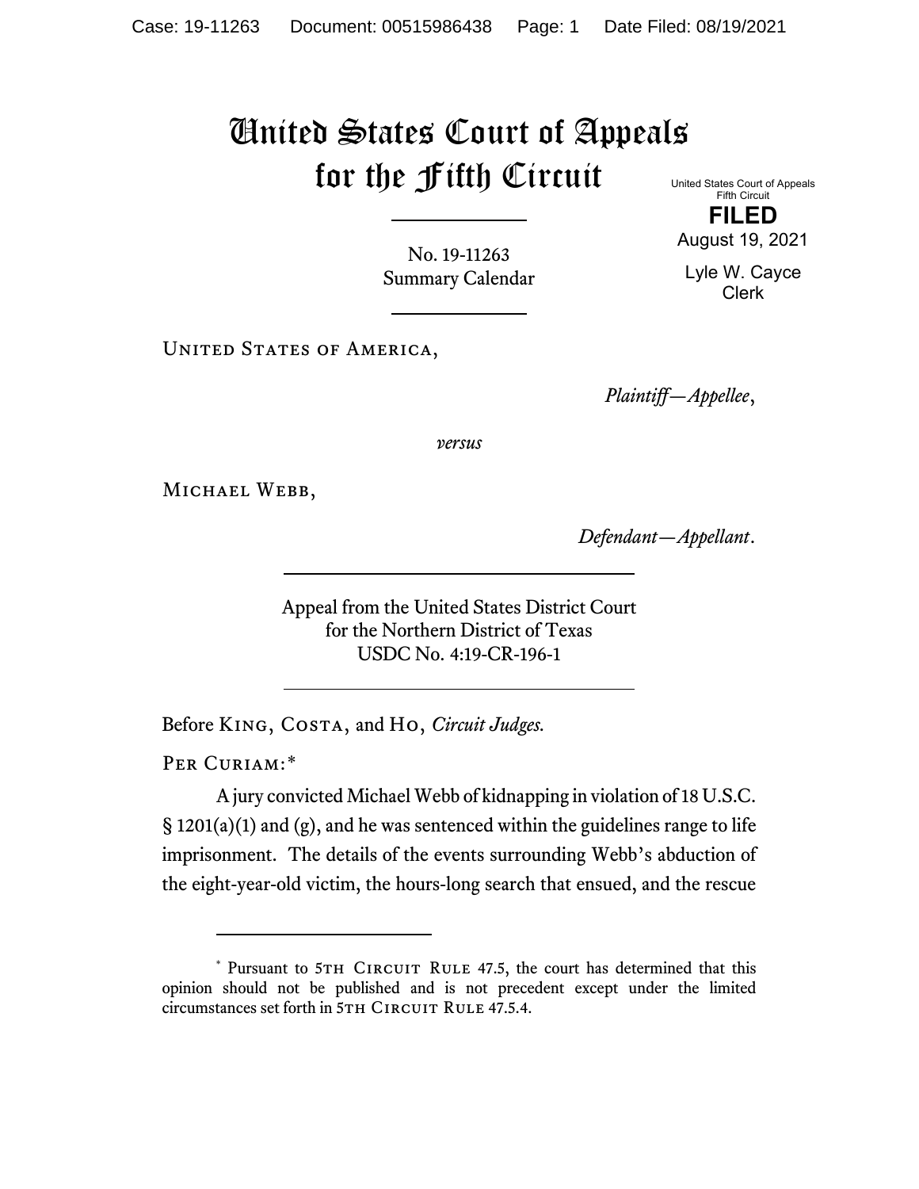# United States Court of Appeals for the Fifth Circuit

United States Court of Appeals
Fifth Circuit

**FILED**

August 19, 2021

Lyle W. Cayce
Clerk

No. 19-11263
Summary Calendar

---

United States of America,

*Plaintiff—Appellee*,

*versus*

Michael Webb,

*Defendant—Appellant*.

---

Appeal from the United States District Court
for the Northern District of Texas
USDC No. 4:19-CR-196-1

---

Before King, Costa, and Ho, *Circuit Judges.*

Per Curiam:*

A jury convicted Michael Webb of kidnapping in violation of 18 U.S.C. § 1201(a)(1) and (g), and he was sentenced within the guidelines range to life imprisonment. The details of the events surrounding Webb's abduction of the eight-year-old victim, the hours-long search that ensued, and the rescue

---

\* Pursuant to 5th Circuit Rule 47.5, the court has determined that this opinion should not be published and is not precedent except under the limited circumstances set forth in 5th Circuit Rule 47.5.4.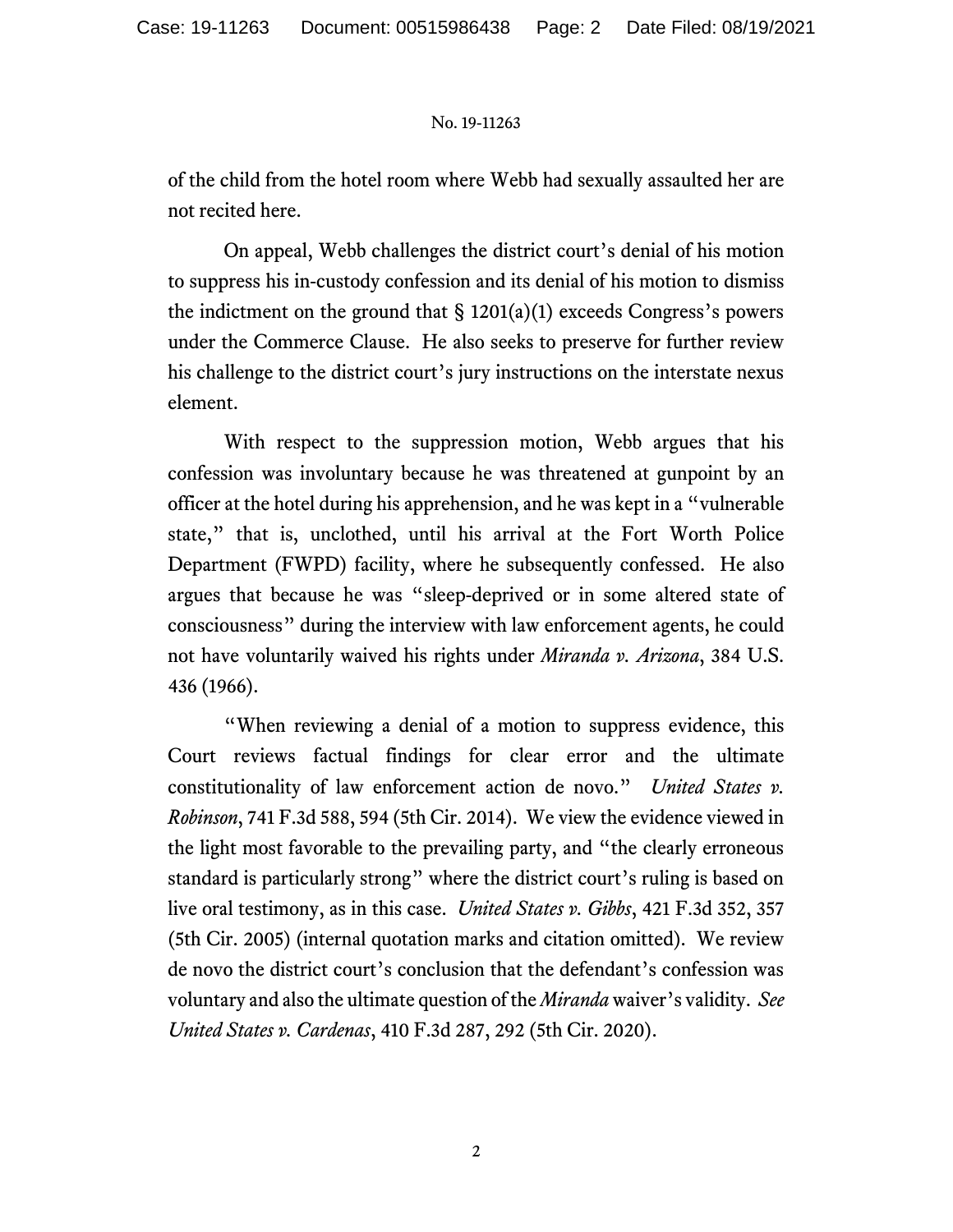of the child from the hotel room where Webb had sexually assaulted her are not recited here.

On appeal, Webb challenges the district court's denial of his motion to suppress his in-custody confession and its denial of his motion to dismiss the indictment on the ground that § 1201(a)(1) exceeds Congress's powers under the Commerce Clause. He also seeks to preserve for further review his challenge to the district court's jury instructions on the interstate nexus element.

With respect to the suppression motion, Webb argues that his confession was involuntary because he was threatened at gunpoint by an officer at the hotel during his apprehension, and he was kept in a "vulnerable state," that is, unclothed, until his arrival at the Fort Worth Police Department (FWPD) facility, where he subsequently confessed. He also argues that because he was "sleep-deprived or in some altered state of consciousness" during the interview with law enforcement agents, he could not have voluntarily waived his rights under *Miranda v. Arizona*, 384 U.S. 436 (1966).

"When reviewing a denial of a motion to suppress evidence, this Court reviews factual findings for clear error and the ultimate constitutionality of law enforcement action de novo." *United States v. Robinson*, 741 F.3d 588, 594 (5th Cir. 2014). We view the evidence viewed in the light most favorable to the prevailing party, and "the clearly erroneous standard is particularly strong" where the district court's ruling is based on live oral testimony, as in this case. *United States v. Gibbs*, 421 F.3d 352, 357 (5th Cir. 2005) (internal quotation marks and citation omitted). We review de novo the district court's conclusion that the defendant's confession was voluntary and also the ultimate question of the *Miranda* waiver's validity. *See United States v. Cardenas*, 410 F.3d 287, 292 (5th Cir. 2020).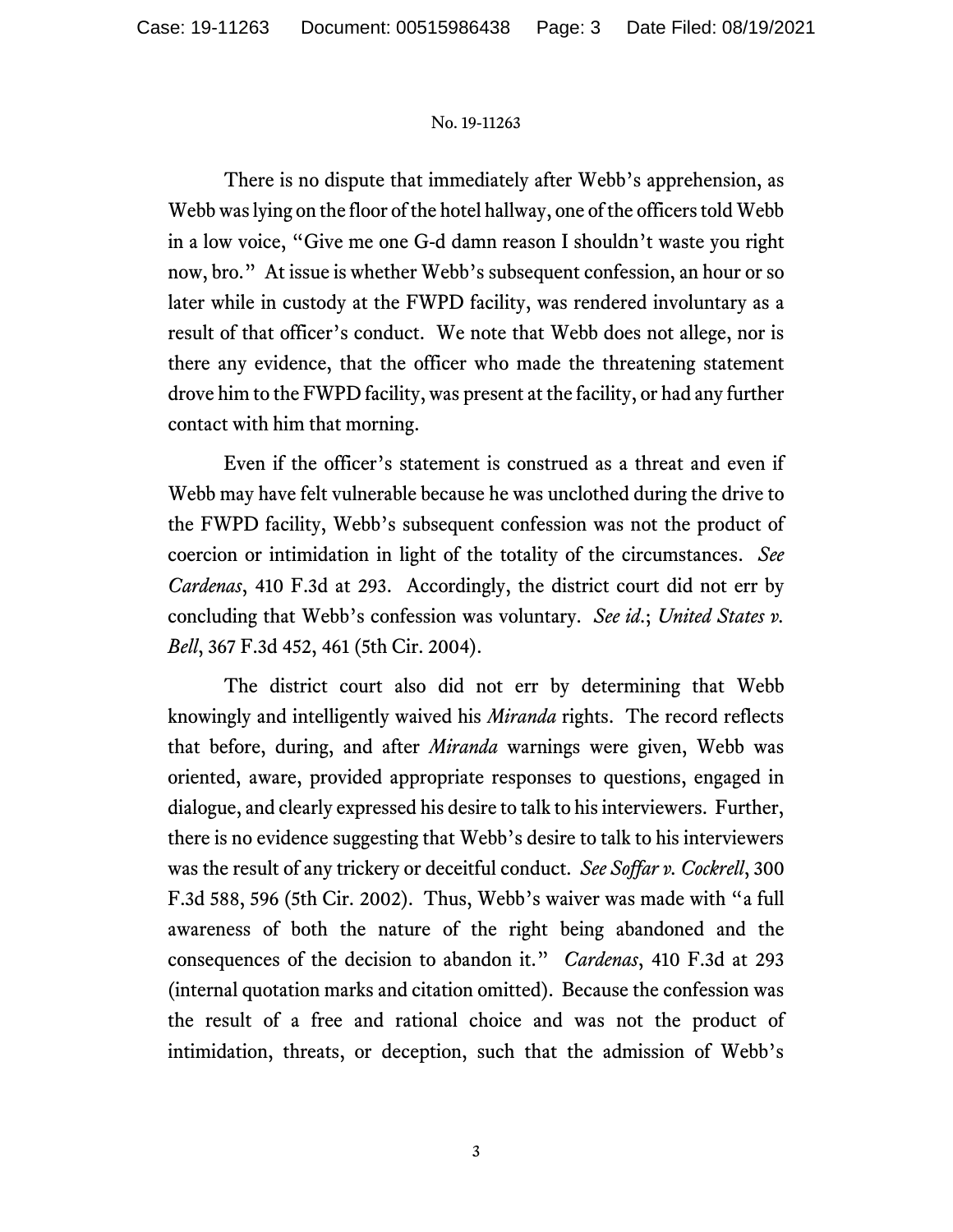There is no dispute that immediately after Webb's apprehension, as Webb was lying on the floor of the hotel hallway, one of the officers told Webb in a low voice, "Give me one G-d damn reason I shouldn't waste you right now, bro." At issue is whether Webb's subsequent confession, an hour or so later while in custody at the FWPD facility, was rendered involuntary as a result of that officer's conduct. We note that Webb does not allege, nor is there any evidence, that the officer who made the threatening statement drove him to the FWPD facility, was present at the facility, or had any further contact with him that morning.

Even if the officer's statement is construed as a threat and even if Webb may have felt vulnerable because he was unclothed during the drive to the FWPD facility, Webb's subsequent confession was not the product of coercion or intimidation in light of the totality of the circumstances. *See Cardenas*, 410 F.3d at 293. Accordingly, the district court did not err by concluding that Webb's confession was voluntary. *See id.*; *United States v. Bell*, 367 F.3d 452, 461 (5th Cir. 2004).

The district court also did not err by determining that Webb knowingly and intelligently waived his *Miranda* rights. The record reflects that before, during, and after *Miranda* warnings were given, Webb was oriented, aware, provided appropriate responses to questions, engaged in dialogue, and clearly expressed his desire to talk to his interviewers. Further, there is no evidence suggesting that Webb's desire to talk to his interviewers was the result of any trickery or deceitful conduct. *See Soffar v. Cockrell*, 300 F.3d 588, 596 (5th Cir. 2002). Thus, Webb's waiver was made with "a full awareness of both the nature of the right being abandoned and the consequences of the decision to abandon it." *Cardenas*, 410 F.3d at 293 (internal quotation marks and citation omitted). Because the confession was the result of a free and rational choice and was not the product of intimidation, threats, or deception, such that the admission of Webb's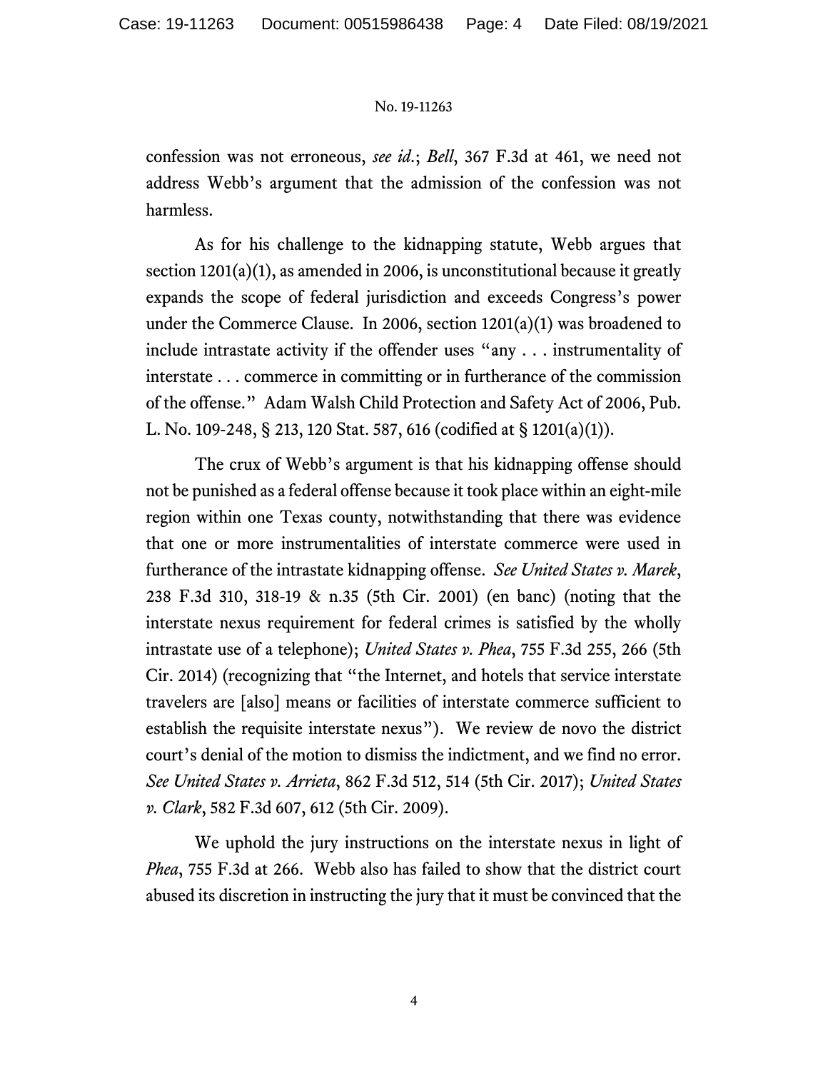confession was not erroneous, *see id.*; *Bell*, 367 F.3d at 461, we need not address Webb's argument that the admission of the confession was not harmless.

As for his challenge to the kidnapping statute, Webb argues that section 1201(a)(1), as amended in 2006, is unconstitutional because it greatly expands the scope of federal jurisdiction and exceeds Congress's power under the Commerce Clause. In 2006, section 1201(a)(1) was broadened to include intrastate activity if the offender uses "any . . . instrumentality of interstate . . . commerce in committing or in furtherance of the commission of the offense." Adam Walsh Child Protection and Safety Act of 2006, Pub. L. No. 109-248, § 213, 120 Stat. 587, 616 (codified at § 1201(a)(1)).

The crux of Webb's argument is that his kidnapping offense should not be punished as a federal offense because it took place within an eight-mile region within one Texas county, notwithstanding that there was evidence that one or more instrumentalities of interstate commerce were used in furtherance of the intrastate kidnapping offense. *See United States v. Marek*, 238 F.3d 310, 318-19 & n.35 (5th Cir. 2001) (en banc) (noting that the interstate nexus requirement for federal crimes is satisfied by the wholly intrastate use of a telephone); *United States v. Phea*, 755 F.3d 255, 266 (5th Cir. 2014) (recognizing that "the Internet, and hotels that service interstate travelers are [also] means or facilities of interstate commerce sufficient to establish the requisite interstate nexus"). We review de novo the district court's denial of the motion to dismiss the indictment, and we find no error. *See United States v. Arrieta*, 862 F.3d 512, 514 (5th Cir. 2017); *United States v. Clark*, 582 F.3d 607, 612 (5th Cir. 2009).

We uphold the jury instructions on the interstate nexus in light of *Phea*, 755 F.3d at 266. Webb also has failed to show that the district court abused its discretion in instructing the jury that it must be convinced that the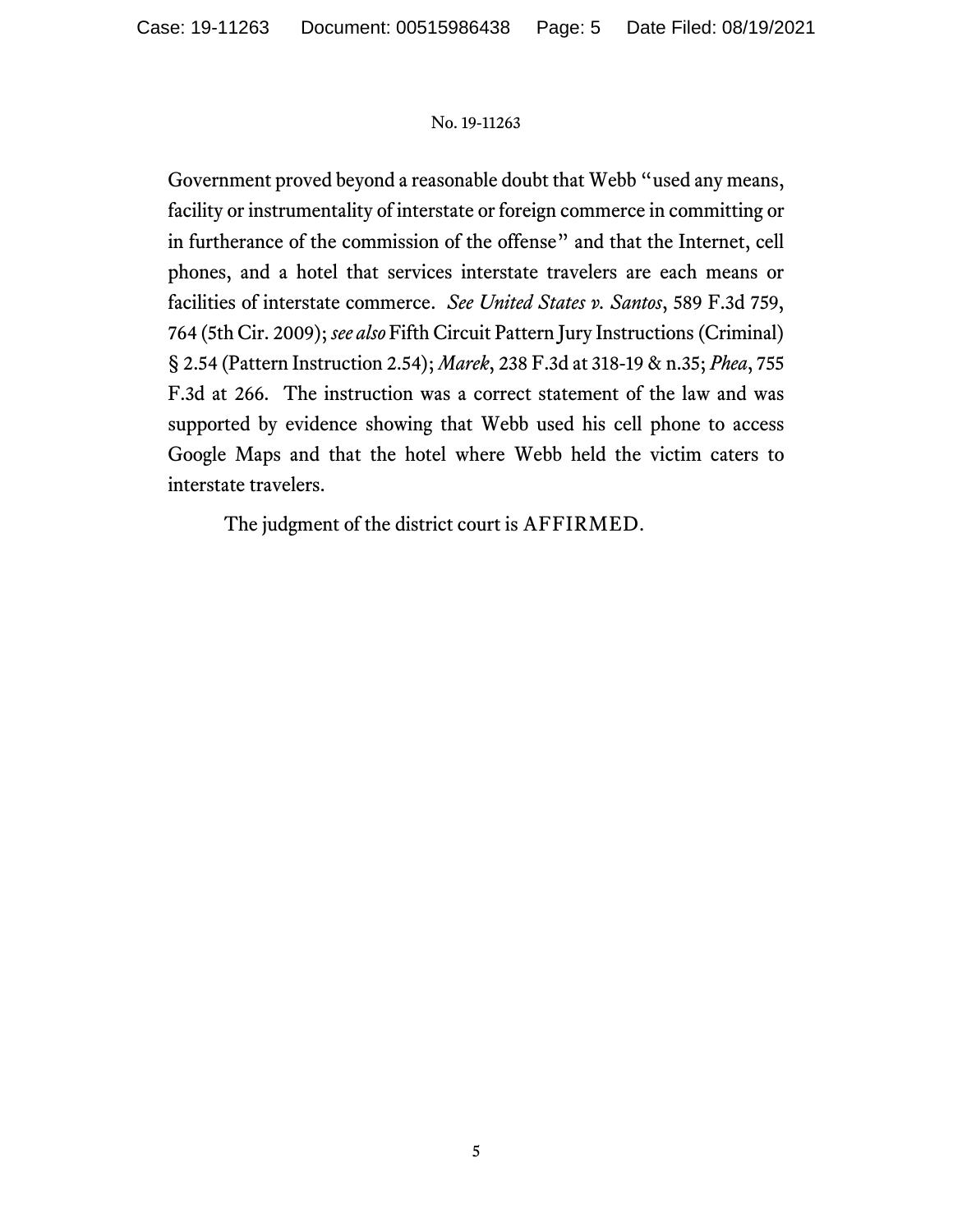Government proved beyond a reasonable doubt that Webb "used any means, facility or instrumentality of interstate or foreign commerce in committing or in furtherance of the commission of the offense" and that the Internet, cell phones, and a hotel that services interstate travelers are each means or facilities of interstate commerce. *See United States v. Santos*, 589 F.3d 759, 764 (5th Cir. 2009); *see also* Fifth Circuit Pattern Jury Instructions (Criminal) § 2.54 (Pattern Instruction 2.54); *Marek*, 238 F.3d at 318-19 & n.35; *Phea*, 755 F.3d at 266. The instruction was a correct statement of the law and was supported by evidence showing that Webb used his cell phone to access Google Maps and that the hotel where Webb held the victim caters to interstate travelers.

The judgment of the district court is AFFIRMED.